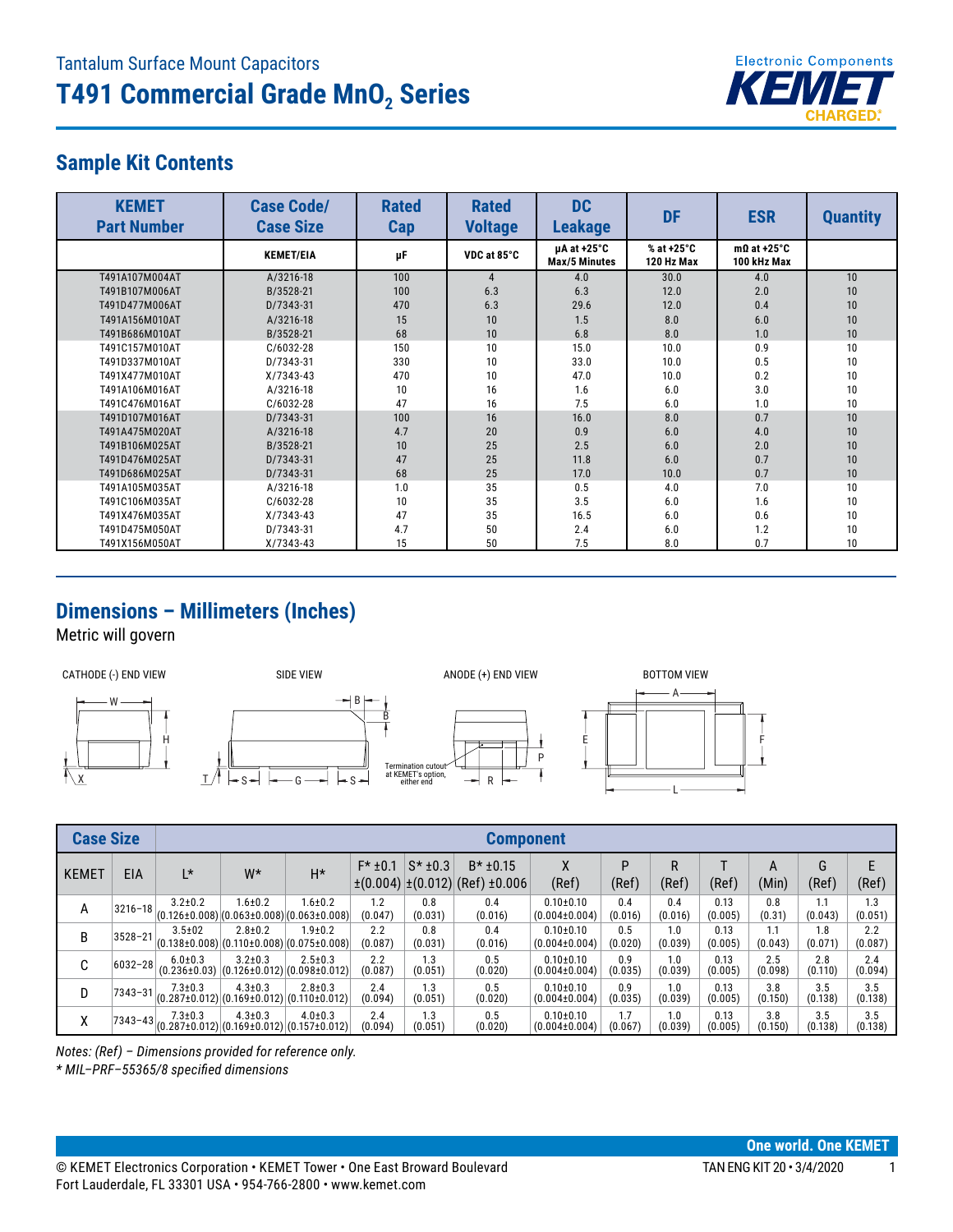# Tantalum Surface Mount Capacitors

# T491 Commercial Grade $MnO_2$ Series

## Sample Kit Contents

| KEMET Part Number | Case Code/ Case Size | Rated Cap | Rated Voltage | DC Leakage | DF | ESR | Quantity |
|---|---|---|---|---|---|---|---|
| | KEMET/EIA | µF | VDC at 85°C | µA at +25°C Max/5 Minutes | % at +25°C 120 Hz Max | mΩ at +25°C 100 kHz Max | |
| T491A107M004AT | A/3216-18 | 100 | 4 | 4.0 | 30.0 | 4.0 | 10 |
| T491B107M006AT | B/3528-21 | 100 | 6.3 | 6.3 | 12.0 | 2.0 | 10 |
| T491D477M006AT | D/7343-31 | 470 | 6.3 | 29.6 | 12.0 | 0.4 | 10 |
| T491A156M010AT | A/3216-18 | 15 | 10 | 1.5 | 8.0 | 6.0 | 10 |
| T491B686M010AT | B/3528-21 | 68 | 10 | 6.8 | 8.0 | 1.0 | 10 |
| T491C157M010AT | C/6032-28 | 150 | 10 | 15.0 | 10.0 | 0.9 | 10 |
| T491D337M010AT | D/7343-31 | 330 | 10 | 33.0 | 10.0 | 0.5 | 10 |
| T491X477M010AT | X/7343-43 | 470 | 10 | 47.0 | 10.0 | 0.2 | 10 |
| T491A106M016AT | A/3216-18 | 10 | 16 | 1.6 | 6.0 | 3.0 | 10 |
| T491C476M016AT | C/6032-28 | 47 | 16 | 7.5 | 6.0 | 1.0 | 10 |
| T491D107M016AT | D/7343-31 | 100 | 16 | 16.0 | 8.0 | 0.7 | 10 |
| T491A475M020AT | A/3216-18 | 4.7 | 20 | 0.9 | 6.0 | 4.0 | 10 |
| T491B106M025AT | B/3528-21 | 10 | 25 | 2.5 | 6.0 | 2.0 | 10 |
| T491D476M025AT | D/7343-31 | 47 | 25 | 11.8 | 6.0 | 0.7 | 10 |
| T491D686M025AT | D/7343-31 | 68 | 25 | 17.0 | 10.0 | 0.7 | 10 |
| T491A105M035AT | A/3216-18 | 1.0 | 35 | 0.5 | 4.0 | 7.0 | 10 |
| T491C106M035AT | C/6032-28 | 10 | 35 | 3.5 | 6.0 | 1.6 | 10 |
| T491X476M035AT | X/7343-43 | 47 | 35 | 16.5 | 6.0 | 0.6 | 10 |
| T491D475M050AT | D/7343-31 | 4.7 | 50 | 2.4 | 6.0 | 1.2 | 10 |
| T491X156M050AT | X/7343-43 | 15 | 50 | 7.5 | 8.0 | 0.7 | 10 |

## Dimensions – Millimeters (Inches)

Metric will govern

CATHODE (-) END VIEW — SIDE VIEW — ANODE (+) END VIEW — BOTTOM VIEW

Termination cutout at KEMET's option, either end

| Case Size | | Component | | | | | | | | | | | | |
|---|---|---|---|---|---|---|---|---|---|---|---|---|---|---|
| KEMET | EIA | L* | W* | H* | F* ±0.1 ±(0.004) | S* ±0.3 ±(0.012) | B* ±0.15 (Ref) ±0.006 | X (Ref) | P (Ref) | R (Ref) | T (Ref) | A (Min) | G (Ref) | E (Ref) |
| A | 3216–18 | 3.2±0.2 (0.126±0.008) | 1.6±0.2 (0.063±0.008) | 1.6±0.2 (0.063±0.008) | 1.2 (0.047) | 0.8 (0.031) | 0.4 (0.016) | 0.10±0.10 (0.004±0.004) | 0.4 (0.016) | 0.4 (0.016) | 0.13 (0.005) | 0.8 (0.31) | 1.1 (0.043) | 1.3 (0.051) |
| B | 3528–21 | 3.5±02 (0.138±0.008) | 2.8±0.2 (0.110±0.008) | 1.9±0.2 (0.075±0.008) | 2.2 (0.087) | 0.8 (0.031) | 0.4 (0.016) | 0.10±0.10 (0.004±0.004) | 0.5 (0.020) | 1.0 (0.039) | 0.13 (0.005) | 1.1 (0.043) | 1.8 (0.071) | 2.2 (0.087) |
| C | 6032–28 | 6.0±0.3 (0.236±0.03) | 3.2±0.3 (0.126±0.012) | 2.5±0.3 (0.098±0.012) | 2.2 (0.087) | 1.3 (0.051) | 0.5 (0.020) | 0.10±0.10 (0.004±0.004) | 0.9 (0.035) | 1.0 (0.039) | 0.13 (0.005) | 2.5 (0.098) | 2.8 (0.110) | 2.4 (0.094) |
| D | 7343–31 | 7.3±0.3 (0.287±0.012) | 4.3±0.3 (0.169±0.012) | 2.8±0.3 (0.110±0.012) | 2.4 (0.094) | 1.3 (0.051) | 0.5 (0.020) | 0.10±0.10 (0.004±0.004) | 0.9 (0.035) | 1.0 (0.039) | 0.13 (0.005) | 3.8 (0.150) | 3.5 (0.138) | 3.5 (0.138) |
| X | 7343–43 | 7.3±0.3 (0.287±0.012) | 4.3±0.3 (0.169±0.012) | 4.0±0.3 (0.157±0.012) | 2.4 (0.094) | 1.3 (0.051) | 0.5 (0.020) | 0.10±0.10 (0.004±0.004) | 1.7 (0.067) | 1.0 (0.039) | 0.13 (0.005) | 3.8 (0.150) | 3.5 (0.138) | 3.5 (0.138) |

*Notes: (Ref) – Dimensions provided for reference only.*

*\* MIL–PRF–55365/8 specified dimensions*

One world. One KEMET

© KEMET Electronics Corporation • KEMET Tower • One East Broward Boulevard
Fort Lauderdale, FL 33301 USA • 954-766-2800 • www.kemet.com

TAN ENG KIT 20 • 3/4/2020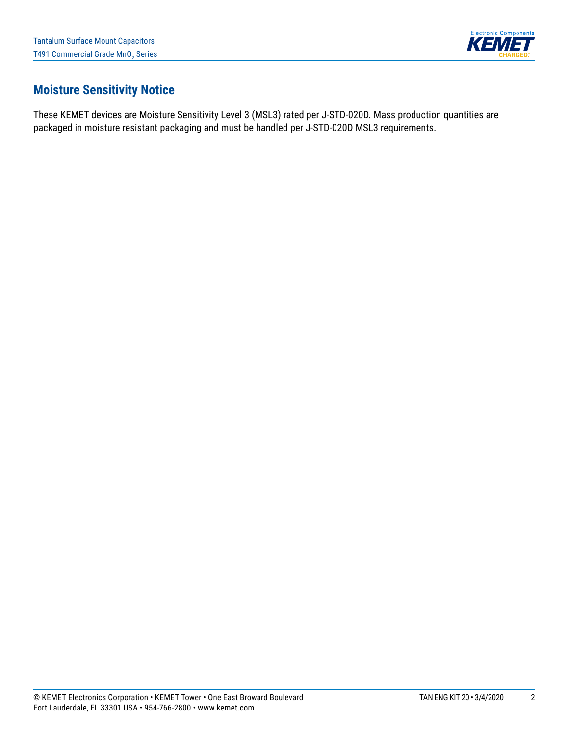## Moisture Sensitivity Notice

These KEMET devices are Moisture Sensitivity Level 3 (MSL3) rated per J-STD-020D. Mass production quantities are packaged in moisture resistant packaging and must be handled per J-STD-020D MSL3 requirements.